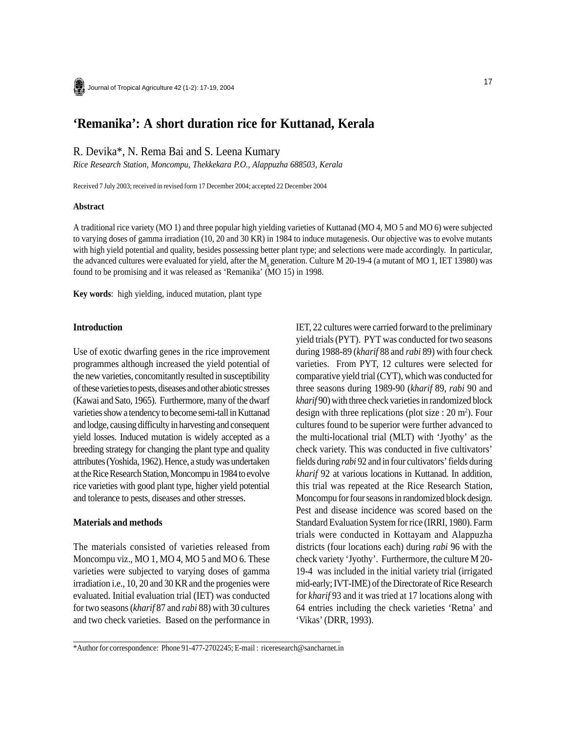# 'Remanika': A short duration rice for Kuttanad, Kerala

R. Devika*, N. Rema Bai and S. Leena Kumary

*Rice Research Station, Moncompu, Thekkekara P.O., Alappuzha 688503, Kerala*

Received 7 July 2003; received in revised form 17 December 2004; accepted 22 December 2004

## Abstract

A traditional rice variety (MO 1) and three popular high yielding varieties of Kuttanad (MO 4, MO 5 and MO 6) were subjected to varying doses of gamma irradiation (10, 20 and 30 KR) in 1984 to induce mutagenesis. Our objective was to evolve mutants with high yield potential and quality, besides possessing better plant type; and selections were made accordingly. In particular, the advanced cultures were evaluated for yield, after the $M_6$ generation. Culture M 20-19-4 (a mutant of MO 1, IET 13980) was found to be promising and it was released as 'Remanika' (MO 15) in 1998.

**Key words**: high yielding, induced mutation, plant type

## Introduction

Use of exotic dwarfing genes in the rice improvement programmes although increased the yield potential of the new varieties, concomitantly resulted in susceptibility of these varieties to pests, diseases and other abiotic stresses (Kawai and Sato, 1965). Furthermore, many of the dwarf varieties show a tendency to become semi-tall in Kuttanad and lodge, causing difficulty in harvesting and consequent yield losses. Induced mutation is widely accepted as a breeding strategy for changing the plant type and quality attributes (Yoshida, 1962). Hence, a study was undertaken at the Rice Research Station, Moncompu in 1984 to evolve rice varieties with good plant type, higher yield potential and tolerance to pests, diseases and other stresses.

## Materials and methods

The materials consisted of varieties released from Moncompu viz., MO 1, MO 4, MO 5 and MO 6. These varieties were subjected to varying doses of gamma irradiation i.e., 10, 20 and 30 KR and the progenies were evaluated. Initial evaluation trial (IET) was conducted for two seasons (*kharif* 87 and *rabi* 88) with 30 cultures and two check varieties. Based on the performance in IET, 22 cultures were carried forward to the preliminary yield trials (PYT). PYT was conducted for two seasons during 1988-89 (*kharif* 88 and *rabi* 89) with four check varieties. From PYT, 12 cultures were selected for comparative yield trial (CYT), which was conducted for three seasons during 1989-90 (*kharif* 89, *rabi* 90 and *kharif* 90) with three check varieties in randomized block design with three replications (plot size : 20 $m^2$). Four cultures found to be superior were further advanced to the multi-locational trial (MLT) with 'Jyothy' as the check variety. This was conducted in five cultivators' fields during *rabi* 92 and in four cultivators' fields during *kharif* 92 at various locations in Kuttanad. In addition, this trial was repeated at the Rice Research Station, Moncompu for four seasons in randomized block design. Pest and disease incidence was scored based on the Standard Evaluation System for rice (IRRI, 1980). Farm trials were conducted in Kottayam and Alappuzha districts (four locations each) during *rabi* 96 with the check variety 'Jyothy'. Furthermore, the culture M 20-19-4 was included in the initial variety trial (irrigated mid-early; IVT-IME) of the Directorate of Rice Research for *kharif* 93 and it was tried at 17 locations along with 64 entries including the check varieties 'Retna' and 'Vikas' (DRR, 1993).

*Author for correspondence: Phone 91-477-2702245; E-mail : riceresearch@sancharnet.in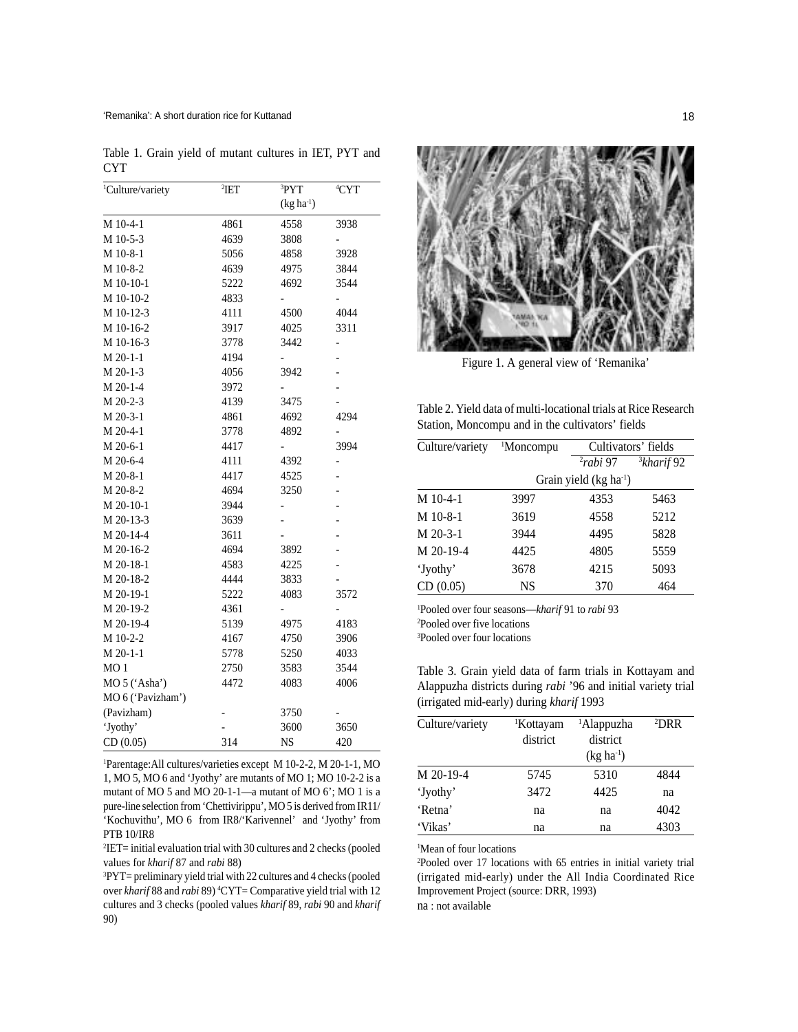Table 1. Grain yield of mutant cultures in IET, PYT and CYT

| [1]Culture/variety | [2]IET | [3]PYT (kg ha$^{-1}$) | [4]CYT |
|---|---|---|---|
| M 10-4-1 | 4861 | 4558 | 3938 |
| M 10-5-3 | 4639 | 3808 | - |
| M 10-8-1 | 5056 | 4858 | 3928 |
| M 10-8-2 | 4639 | 4975 | 3844 |
| M 10-10-1 | 5222 | 4692 | 3544 |
| M 10-10-2 | 4833 | - | - |
| M 10-12-3 | 4111 | 4500 | 4044 |
| M 10-16-2 | 3917 | 4025 | 3311 |
| M 10-16-3 | 3778 | 3442 | - |
| M 20-1-1 | 4194 | - | - |
| M 20-1-3 | 4056 | 3942 | - |
| M 20-1-4 | 3972 | - | - |
| M 20-2-3 | 4139 | 3475 | - |
| M 20-3-1 | 4861 | 4692 | 4294 |
| M 20-4-1 | 3778 | 4892 | - |
| M 20-6-1 | 4417 | - | 3994 |
| M 20-6-4 | 4111 | 4392 | - |
| M 20-8-1 | 4417 | 4525 | - |
| M 20-8-2 | 4694 | 3250 | - |
| M 20-10-1 | 3944 | - | - |
| M 20-13-3 | 3639 | - | - |
| M 20-14-4 | 3611 | - | - |
| M 20-16-2 | 4694 | 3892 | - |
| M 20-18-1 | 4583 | 4225 | - |
| M 20-18-2 | 4444 | 3833 | - |
| M 20-19-1 | 5222 | 4083 | 3572 |
| M 20-19-2 | 4361 | - | - |
| M 20-19-4 | 5139 | 4975 | 4183 |
| M 10-2-2 | 4167 | 4750 | 3906 |
| M 20-1-1 | 5778 | 5250 | 4033 |
| MO 1 | 2750 | 3583 | 3544 |
| MO 5 ('Asha') | 4472 | 4083 | 4006 |
| MO 6 ('Pavizham') (Pavizham) | - | 3750 | - |
| 'Jyothy' | - | 3600 | 3650 |
| CD (0.05) | 314 | NS | 420 |

[1]Parentage: All cultures/varieties except M 10-2-2, M 20-1-1, MO 1, MO 5, MO 6 and 'Jyothy' are mutants of MO 1; MO 10-2-2 is a mutant of MO 5 and MO 20-1-1—a mutant of MO 6'; MO 1 is a pure-line selection from 'Chettivirippu', MO 5 is derived from IR11/ 'Kochuvithu', MO 6 from IR8/'Karivennel' and 'Jyothy' from PTB 10/IR8

[2]IET= initial evaluation trial with 30 cultures and 2 checks (pooled values for *kharif* 87 and *rabi* 88)

[3]PYT= preliminary yield trial with 22 cultures and 4 checks (pooled over *kharif* 88 and *rabi* 89) [4]CYT= Comparative yield trial with 12 cultures and 3 checks (pooled values *kharif* 89, *rabi* 90 and *kharif* 90)

Figure 1. A general view of 'Remanika'

Table 2. Yield data of multi-locational trials at Rice Research Station, Moncompu and in the cultivators' fields

| Culture/variety | [1]Moncompu | Cultivators' fields | |
|---|---|---|---|
| | | [2]*rabi* 97 | [3]*kharif* 92 |
| | Grain yield (kg ha$^{-1}$) | | |
| M 10-4-1 | 3997 | 4353 | 5463 |
| M 10-8-1 | 3619 | 4558 | 5212 |
| M 20-3-1 | 3944 | 4495 | 5828 |
| M 20-19-4 | 4425 | 4805 | 5559 |
| 'Jyothy' | 3678 | 4215 | 5093 |
| CD (0.05) | NS | 370 | 464 |

[1]Pooled over four seasons—*kharif* 91 to *rabi* 93
[2]Pooled over five locations
[3]Pooled over four locations

Table 3. Grain yield data of farm trials in Kottayam and Alappuzha districts during *rabi* '96 and initial variety trial (irrigated mid-early) during *kharif* 1993

| Culture/variety | [1]Kottayam district | [1]Alappuzha district (kg ha$^{-1}$) | [2]DRR |
|---|---|---|---|
| M 20-19-4 | 5745 | 5310 | 4844 |
| 'Jyothy' | 3472 | 4425 | na |
| 'Retna' | na | na | 4042 |
| 'Vikas' | na | na | 4303 |

[1]Mean of four locations
[2]Pooled over 17 locations with 65 entries in initial variety trial (irrigated mid-early) under the All India Coordinated Rice Improvement Project (source: DRR, 1993)
na : not available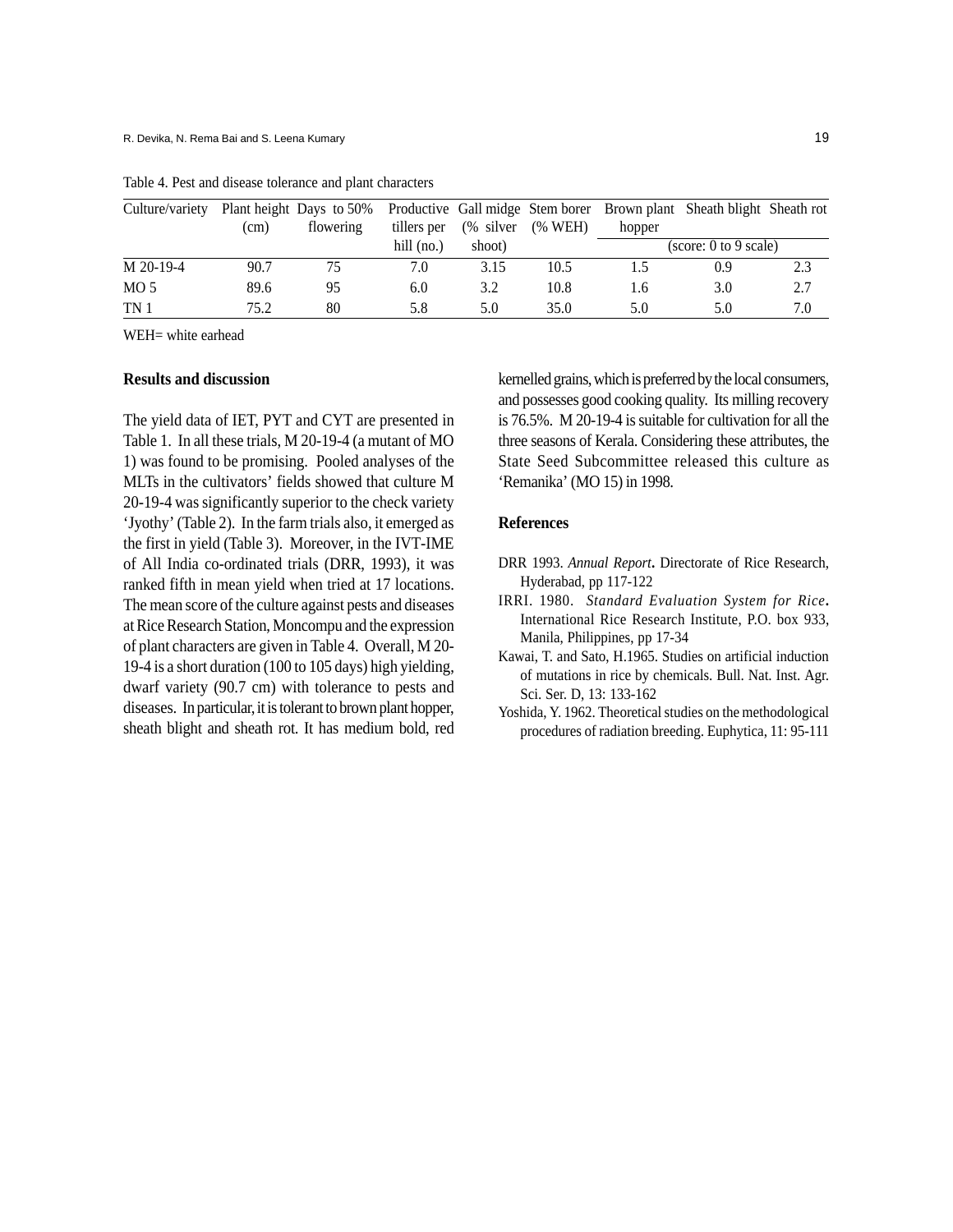Table 4. Pest and disease tolerance and plant characters

| Culture/variety | Plant height (cm) | Days to 50% flowering | Productive tillers per hill (no.) | Gall midge (% silver shoot) | Stem borer (% WEH) | Brown plant hopper | Sheath blight | Sheath rot |
|---|---|---|---|---|---|---|---|---|
| | | | | | | (score: 0 to 9 scale) | | |
| M 20-19-4 | 90.7 | 75 | 7.0 | 3.15 | 10.5 | 1.5 | 0.9 | 2.3 |
| MO 5 | 89.6 | 95 | 6.0 | 3.2 | 10.8 | 1.6 | 3.0 | 2.7 |
| TN 1 | 75.2 | 80 | 5.8 | 5.0 | 35.0 | 5.0 | 5.0 | 7.0 |

WEH= white earhead

## Results and discussion

The yield data of IET, PYT and CYT are presented in Table 1. In all these trials, M 20-19-4 (a mutant of MO 1) was found to be promising. Pooled analyses of the MLTs in the cultivators' fields showed that culture M 20-19-4 was significantly superior to the check variety 'Jyothy' (Table 2). In the farm trials also, it emerged as the first in yield (Table 3). Moreover, in the IVT-IME of All India co-ordinated trials (DRR, 1993), it was ranked fifth in mean yield when tried at 17 locations. The mean score of the culture against pests and diseases at Rice Research Station, Moncompu and the expression of plant characters are given in Table 4. Overall, M 20-19-4 is a short duration (100 to 105 days) high yielding, dwarf variety (90.7 cm) with tolerance to pests and diseases. In particular, it is tolerant to brown plant hopper, sheath blight and sheath rot. It has medium bold, red kernelled grains, which is preferred by the local consumers, and possesses good cooking quality. Its milling recovery is 76.5%. M 20-19-4 is suitable for cultivation for all the three seasons of Kerala. Considering these attributes, the State Seed Subcommittee released this culture as 'Remanika' (MO 15) in 1998.

## References

DRR 1993. *Annual Report*. Directorate of Rice Research, Hyderabad, pp 117-122

IRRI. 1980. *Standard Evaluation System for Rice*. International Rice Research Institute, P.O. box 933, Manila, Philippines, pp 17-34

Kawai, T. and Sato, H.1965. Studies on artificial induction of mutations in rice by chemicals. Bull. Nat. Inst. Agr. Sci. Ser. D, 13: 133-162

Yoshida, Y. 1962. Theoretical studies on the methodological procedures of radiation breeding. Euphytica, 11: 95-111